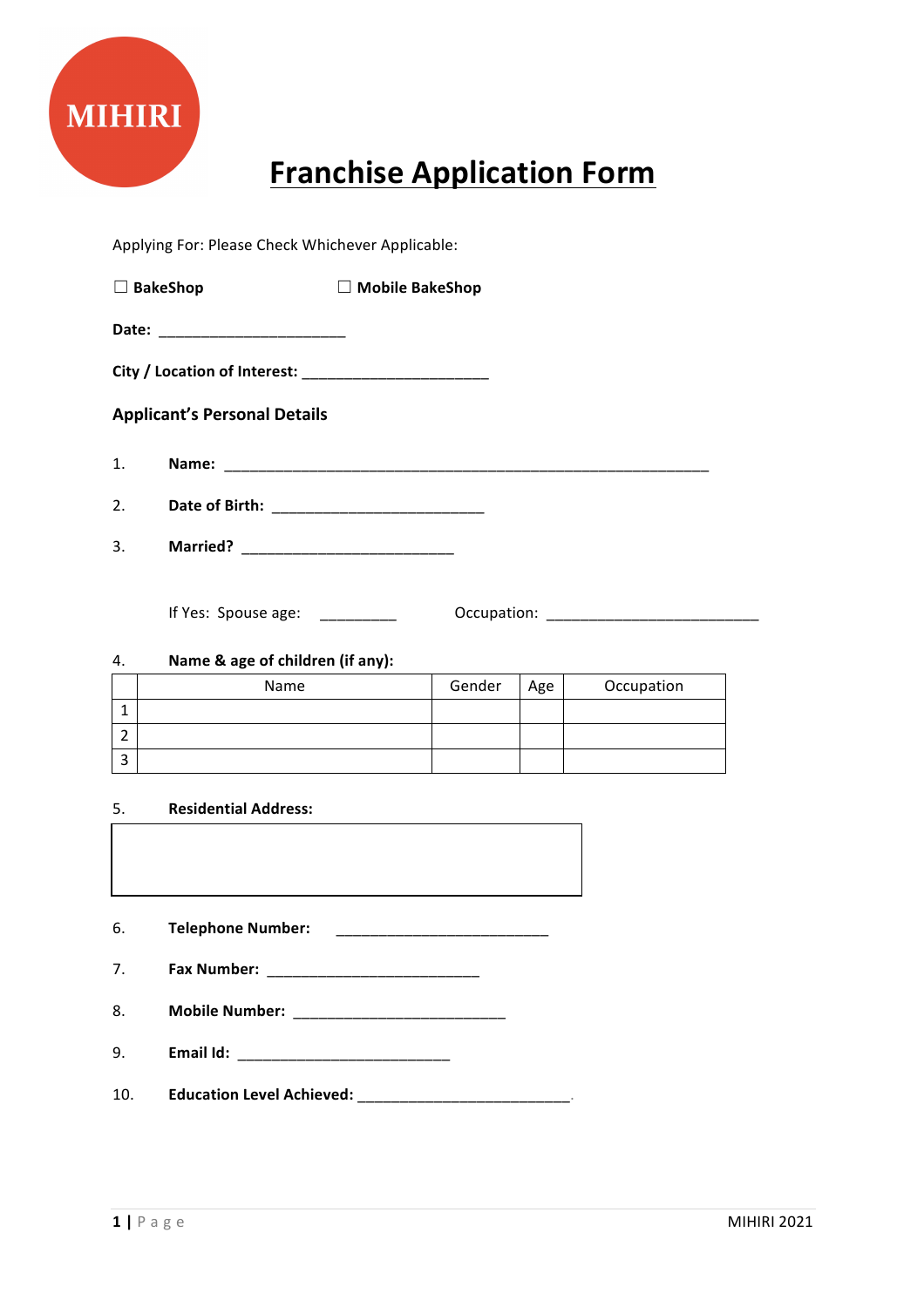MIHIRI

# Franchise Application Form

Applying For: Please Check Whichever Applicable:

☐ **BakeShop** ☐ **Mobile BakeShop**

**Date:** ______________________

**City / Location of Interest:** ______________________

### Applicant's Personal Details

1. **Name:** ____________________________________________________________

2. **Date of Birth:** __________________________

3. **Married?** __________________________

   If Yes: Spouse age: _________ Occupation: __________________________

4. **Name & age of children (if any):**

| | Name | Gender | Age | Occupation |
|---|---|---|---|---|
| 1 | | | | |
| 2 | | | | |
| 3 | | | | |

5. **Residential Address:**

6. **Telephone Number:** __________________________

7. **Fax Number:** __________________________

8. **Mobile Number:** __________________________

9. **Email Id:** __________________________

10. **Education Level Achieved:** __________________________.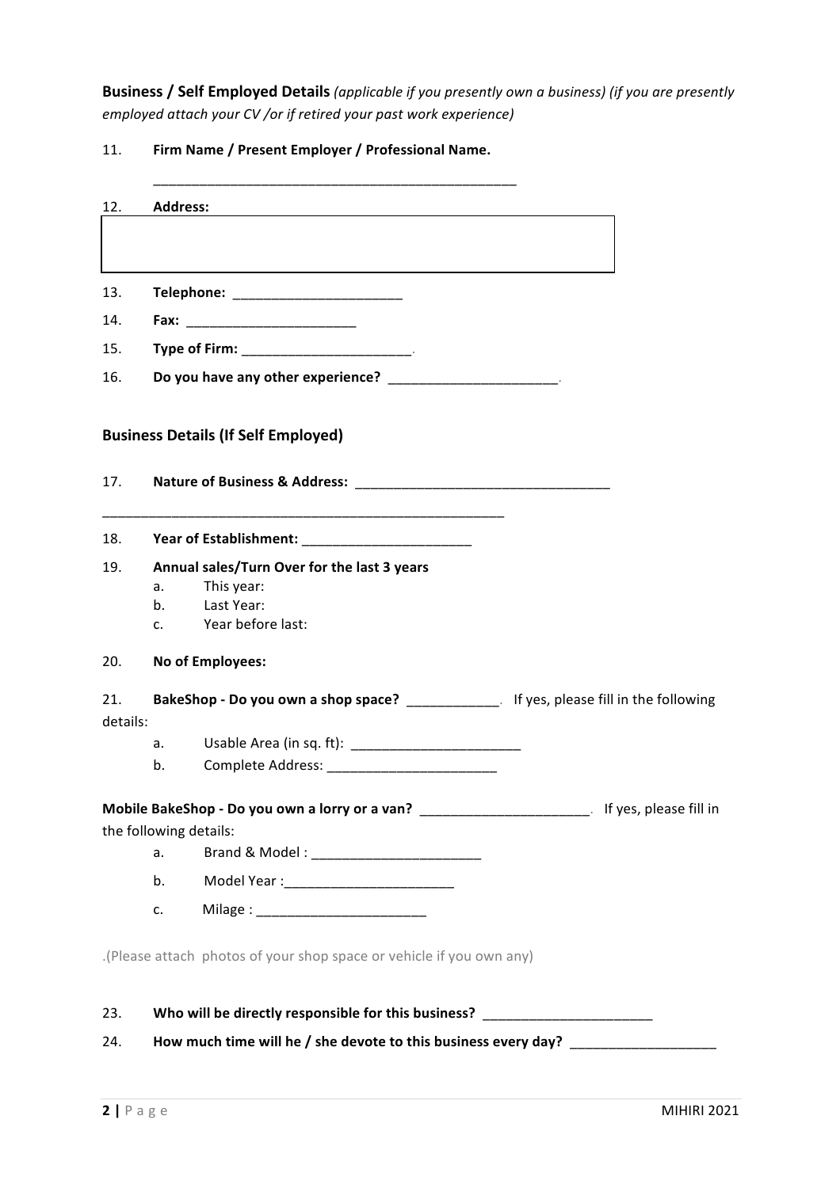**Business / Self Employed Details** *(applicable if you presently own a business) (if you are presently employed attach your CV /or if retired your past work experience)*

11. **Firm Name / Present Employer / Professional Name.**

    ______________________________________________

12. **Address:**

|  |
| --- |
|  |

13. **Telephone:** ______________________
14. **Fax:** ______________________
15. **Type of Firm:** ______________________.
16. **Do you have any other experience?** ______________________.

## Business Details (If Self Employed)

17. **Nature of Business & Address:** ______________________________________

______________________________________________________

18. **Year of Establishment:** ______________________
19. **Annual sales/Turn Over for the last 3 years**
    a. This year:
    b. Last Year:
    c. Year before last:
20. **No of Employees:**
21. **BakeShop - Do you own a shop space?** ____________. If yes, please fill in the following details:
    a. Usable Area (in sq. ft): ______________________
    b. Complete Address: ______________________

**Mobile BakeShop - Do you own a lorry or a van?** ______________________. If yes, please fill in the following details:

a. Brand & Model : ______________________

b. Model Year :______________________

c. Milage : ______________________

.(Please attach photos of your shop space or vehicle if you own any)

23. **Who will be directly responsible for this business?** ______________________
24. **How much time will he / she devote to this business every day?** ___________________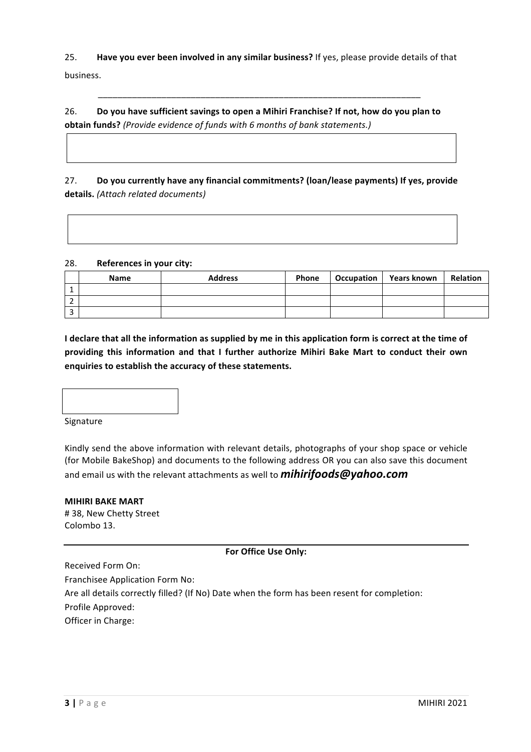25. **Have you ever been involved in any similar business?** If yes, please provide details of that business.

_______________________________________________________________________

26. **Do you have sufficient savings to open a Mihiri Franchise? If not, how do you plan to obtain funds?** *(Provide evidence of funds with 6 months of bank statements.)*

27. **Do you currently have any financial commitments? (loan/lease payments) If yes, provide details.** *(Attach related documents)*

28. **References in your city:**

| | Name | Address | Phone | Occupation | Years known | Relation |
|---|---|---|---|---|---|---|
| 1 | | | | | | |
| 2 | | | | | | |
| 3 | | | | | | |

**I declare that all the information as supplied by me in this application form is correct at the time of providing this information and that I further authorize Mihiri Bake Mart to conduct their own enquiries to establish the accuracy of these statements.**

Signature

Kindly send the above information with relevant details, photographs of your shop space or vehicle (for Mobile BakeShop) and documents to the following address OR you can also save this document and email us with the relevant attachments as well to ***mihirifoods@yahoo.com***

**MIHIRI BAKE MART**
# 38, New Chetty Street
Colombo 13.

---

**For Office Use Only:**

Received Form On:

Franchisee Application Form No:

Are all details correctly filled? (If No) Date when the form has been resent for completion:

Profile Approved:

Officer in Charge: